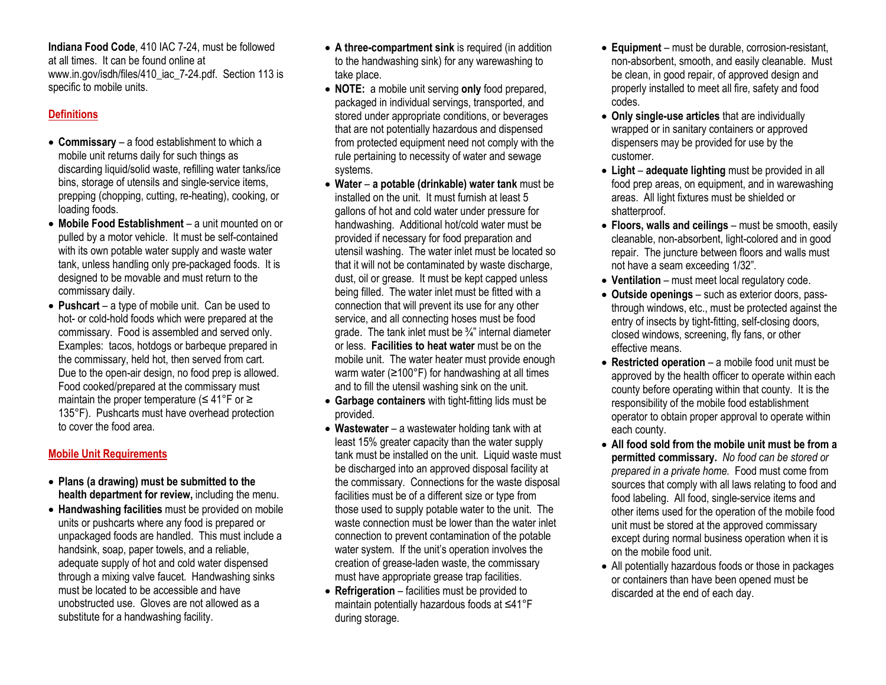**Indiana Food Code**, 410 IAC 7-24, must be followed at all times. It can be found online at www.in.gov/isdh/files/410_iac_7-24.pdf. Section 113 is specific to mobile units.

## Definitions

- **Commissary** – a food establishment to which a mobile unit returns daily for such things as discarding liquid/solid waste, refilling water tanks/ice bins, storage of utensils and single-service items, prepping (chopping, cutting, re-heating), cooking, or loading foods.
- **Mobile Food Establishment** – a unit mounted on or pulled by a motor vehicle. It must be self-contained with its own potable water supply and waste water tank, unless handling only pre-packaged foods. It is designed to be movable and must return to the commissary daily.
- **Pushcart** – a type of mobile unit. Can be used to hot- or cold-hold foods which were prepared at the commissary. Food is assembled and served only. Examples: tacos, hotdogs or barbeque prepared in the commissary, held hot, then served from cart. Due to the open-air design, no food prep is allowed. Food cooked/prepared at the commissary must maintain the proper temperature (≤ 41°F or ≥ 135°F). Pushcarts must have overhead protection to cover the food area.

## Mobile Unit Requirements

- **Plans (a drawing) must be submitted to the health department for review,** including the menu.
- **Handwashing facilities** must be provided on mobile units or pushcarts where any food is prepared or unpackaged foods are handled. This must include a handsink, soap, paper towels, and a reliable, adequate supply of hot and cold water dispensed through a mixing valve faucet. Handwashing sinks must be located to be accessible and have unobstructed use. Gloves are not allowed as a substitute for a handwashing facility.
- **A three-compartment sink** is required (in addition to the handwashing sink) for any warewashing to take place.
- **NOTE:** a mobile unit serving **only** food prepared, packaged in individual servings, transported, and stored under appropriate conditions, or beverages that are not potentially hazardous and dispensed from protected equipment need not comply with the rule pertaining to necessity of water and sewage systems.
- **Water** – **a potable (drinkable) water tank** must be installed on the unit. It must furnish at least 5 gallons of hot and cold water under pressure for handwashing. Additional hot/cold water must be provided if necessary for food preparation and utensil washing. The water inlet must be located so that it will not be contaminated by waste discharge, dust, oil or grease. It must be kept capped unless being filled. The water inlet must be fitted with a connection that will prevent its use for any other service, and all connecting hoses must be food grade. The tank inlet must be ¾" internal diameter or less. **Facilities to heat water** must be on the mobile unit. The water heater must provide enough warm water (≥100°F) for handwashing at all times and to fill the utensil washing sink on the unit.
- **Garbage containers** with tight-fitting lids must be provided.
- **Wastewater** – a wastewater holding tank with at least 15% greater capacity than the water supply tank must be installed on the unit. Liquid waste must be discharged into an approved disposal facility at the commissary. Connections for the waste disposal facilities must be of a different size or type from those used to supply potable water to the unit. The waste connection must be lower than the water inlet connection to prevent contamination of the potable water system. If the unit's operation involves the creation of grease-laden waste, the commissary must have appropriate grease trap facilities.
- **Refrigeration** – facilities must be provided to maintain potentially hazardous foods at ≤41°F during storage.
- **Equipment** – must be durable, corrosion-resistant, non-absorbent, smooth, and easily cleanable. Must be clean, in good repair, of approved design and properly installed to meet all fire, safety and food codes.
- **Only single-use articles** that are individually wrapped or in sanitary containers or approved dispensers may be provided for use by the customer.
- **Light** – **adequate lighting** must be provided in all food prep areas, on equipment, and in warewashing areas. All light fixtures must be shielded or shatterproof.
- **Floors, walls and ceilings** – must be smooth, easily cleanable, non-absorbent, light-colored and in good repair. The juncture between floors and walls must not have a seam exceeding 1/32".
- **Ventilation** – must meet local regulatory code.
- **Outside openings** – such as exterior doors, pass-through windows, etc., must be protected against the entry of insects by tight-fitting, self-closing doors, closed windows, screening, fly fans, or other effective means.
- **Restricted operation** – a mobile food unit must be approved by the health officer to operate within each county before operating within that county. It is the responsibility of the mobile food establishment operator to obtain proper approval to operate within each county.
- **All food sold from the mobile unit must be from a permitted commissary.** *No food can be stored or prepared in a private home.* Food must come from sources that comply with all laws relating to food and food labeling. All food, single-service items and other items used for the operation of the mobile food unit must be stored at the approved commissary except during normal business operation when it is on the mobile food unit.
- All potentially hazardous foods or those in packages or containers than have been opened must be discarded at the end of each day.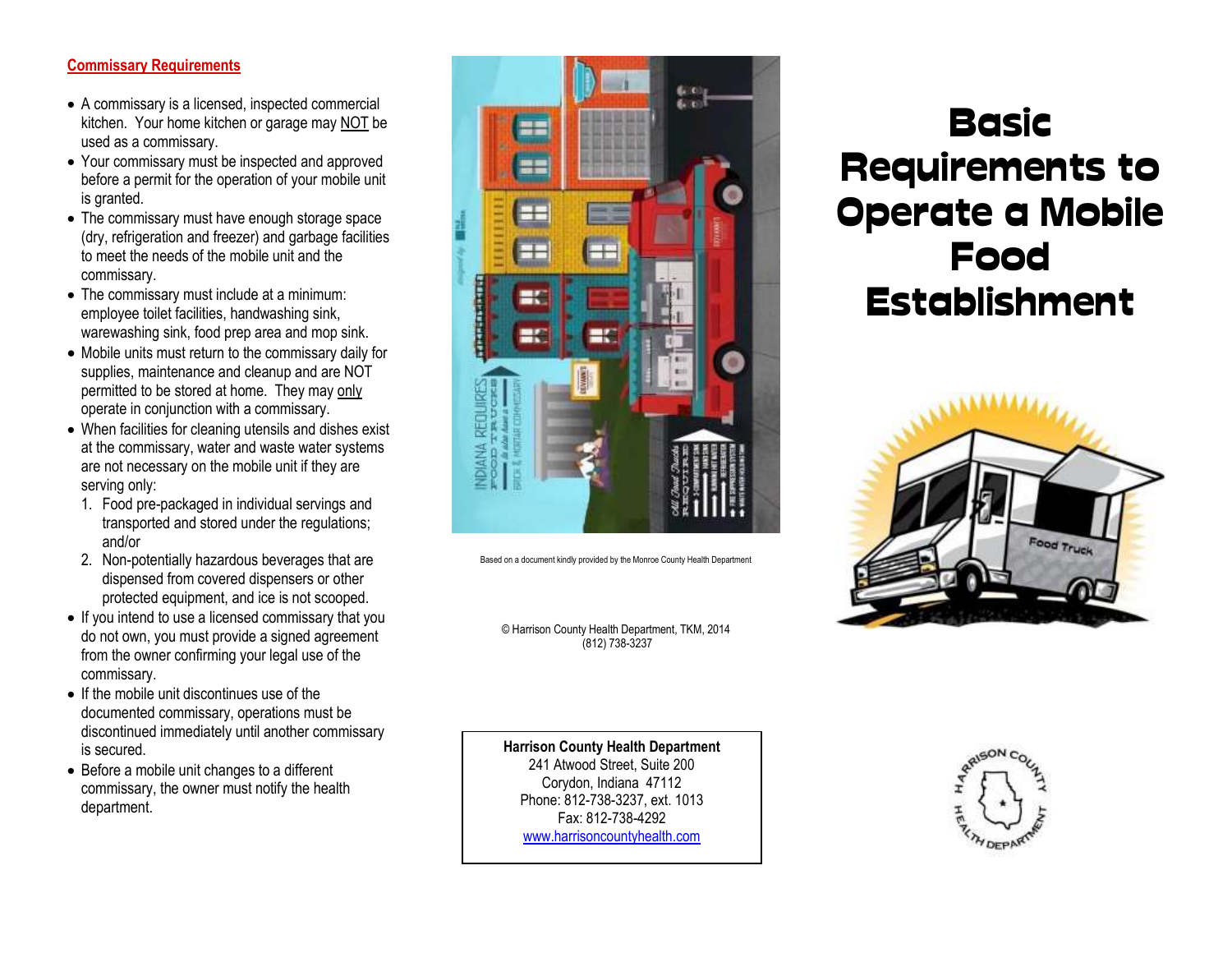## Commissary Requirements

- A commissary is a licensed, inspected commercial kitchen. Your home kitchen or garage may NOT be used as a commissary.
- Your commissary must be inspected and approved before a permit for the operation of your mobile unit is granted.
- The commissary must have enough storage space (dry, refrigeration and freezer) and garbage facilities to meet the needs of the mobile unit and the commissary.
- The commissary must include at a minimum: employee toilet facilities, handwashing sink, warewashing sink, food prep area and mop sink.
- Mobile units must return to the commissary daily for supplies, maintenance and cleanup and are NOT permitted to be stored at home. They may only operate in conjunction with a commissary.
- When facilities for cleaning utensils and dishes exist at the commissary, water and waste water systems are not necessary on the mobile unit if they are serving only:
  1. Food pre-packaged in individual servings and transported and stored under the regulations; and/or
  2. Non-potentially hazardous beverages that are dispensed from covered dispensers or other protected equipment, and ice is not scooped.
- If you intend to use a licensed commissary that you do not own, you must provide a signed agreement from the owner confirming your legal use of the commissary.
- If the mobile unit discontinues use of the documented commissary, operations must be discontinued immediately until another commissary is secured.
- Before a mobile unit changes to a different commissary, the owner must notify the health department.

Based on a document kindly provided by the Monroe County Health Department

© Harrison County Health Department, TKM, 2014
(812) 738-3237

**Harrison County Health Department**
241 Atwood Street, Suite 200
Corydon, Indiana 47112
Phone: 812-738-3237, ext. 1013
Fax: 812-738-4292
www.harrisoncountyhealth.com

# Basic Requirements to Operate a Mobile Food Establishment